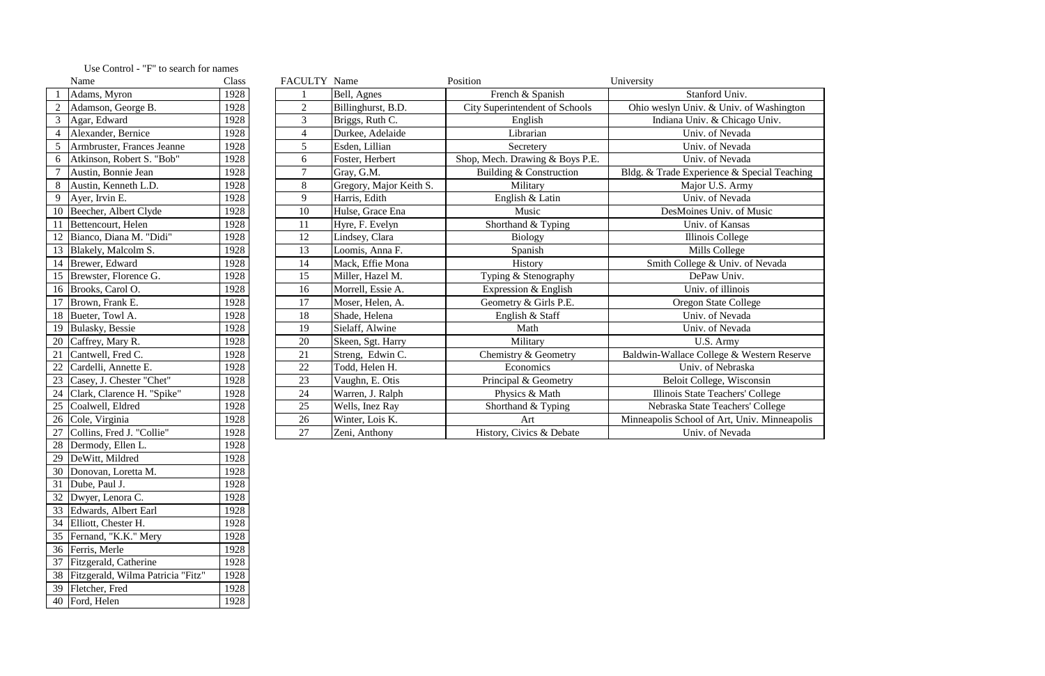Use Control - "F" to search for names

| | Name | Class |
|---|---|---|
| 1 | Adams, Myron | 1928 |
| 2 | Adamson, George B. | 1928 |
| 3 | Agar, Edward | 1928 |
| 4 | Alexander, Bernice | 1928 |
| 5 | Armbruster, Frances Jeanne | 1928 |
| 6 | Atkinson, Robert S. "Bob" | 1928 |
| 7 | Austin, Bonnie Jean | 1928 |
| 8 | Austin, Kenneth L.D. | 1928 |
| 9 | Ayer, Irvin E. | 1928 |
| 10 | Beecher, Albert Clyde | 1928 |
| 11 | Bettencourt, Helen | 1928 |
| 12 | Bianco, Diana M. "Didi" | 1928 |
| 13 | Blakely, Malcolm S. | 1928 |
| 14 | Brewer, Edward | 1928 |
| 15 | Brewster, Florence G. | 1928 |
| 16 | Brooks, Carol O. | 1928 |
| 17 | Brown, Frank E. | 1928 |
| 18 | Bueter, Towl A. | 1928 |
| 19 | Bulasky, Bessie | 1928 |
| 20 | Caffrey, Mary R. | 1928 |
| 21 | Cantwell, Fred C. | 1928 |
| 22 | Cardelli, Annette E. | 1928 |
| 23 | Casey, J. Chester "Chet" | 1928 |
| 24 | Clark, Clarence H. "Spike" | 1928 |
| 25 | Coalwell, Eldred | 1928 |
| 26 | Cole, Virginia | 1928 |
| 27 | Collins, Fred J. "Collie" | 1928 |
| 28 | Dermody, Ellen L. | 1928 |
| 29 | DeWitt, Mildred | 1928 |
| 30 | Donovan, Loretta M. | 1928 |
| 31 | Dube, Paul J. | 1928 |
| 32 | Dwyer, Lenora C. | 1928 |
| 33 | Edwards, Albert Earl | 1928 |
| 34 | Elliott, Chester H. | 1928 |
| 35 | Fernand, "K.K." Mery | 1928 |
| 36 | Ferris, Merle | 1928 |
| 37 | Fitzgerald, Catherine | 1928 |
| 38 | Fitzgerald, Wilma Patricia "Fitz" | 1928 |
| 39 | Fletcher, Fred | 1928 |
| 40 | Ford, Helen | 1928 |

| FACULTY | Name | Position | University |
|---|---|---|---|
| 1 | Bell, Agnes | French & Spanish | Stanford Univ. |
| 2 | Billinghurst, B.D. | City Superintendent of Schools | Ohio weslyn Univ. & Univ. of Washington |
| 3 | Briggs, Ruth C. | English | Indiana Univ. & Chicago Univ. |
| 4 | Durkee, Adelaide | Librarian | Univ. of Nevada |
| 5 | Esden, Lillian | Secretery | Univ. of Nevada |
| 6 | Foster, Herbert | Shop, Mech. Drawing & Boys P.E. | Univ. of Nevada |
| 7 | Gray, G.M. | Building & Construction | Bldg. & Trade Experience & Special Teaching |
| 8 | Gregory, Major Keith S. | Military | Major U.S. Army |
| 9 | Harris, Edith | English & Latin | Univ. of Nevada |
| 10 | Hulse, Grace Ena | Music | DesMoines Univ. of Music |
| 11 | Hyre, F. Evelyn | Shorthand & Typing | Univ. of Kansas |
| 12 | Lindsey, Clara | Biology | Illinois College |
| 13 | Loomis, Anna F. | Spanish | Mills College |
| 14 | Mack, Effie Mona | History | Smith College & Univ. of Nevada |
| 15 | Miller, Hazel M. | Typing & Stenography | DePaw Univ. |
| 16 | Morrell, Essie A. | Expression & English | Univ. of illinois |
| 17 | Moser, Helen, A. | Geometry & Girls P.E. | Oregon State College |
| 18 | Shade, Helena | English & Staff | Univ. of Nevada |
| 19 | Sielaff, Alwine | Math | Univ. of Nevada |
| 20 | Skeen, Sgt. Harry | Military | U.S. Army |
| 21 | Streng, Edwin C. | Chemistry & Geometry | Baldwin-Wallace College & Western Reserve |
| 22 | Todd, Helen H. | Economics | Univ. of Nebraska |
| 23 | Vaughn, E. Otis | Principal & Geometry | Beloit College, Wisconsin |
| 24 | Warren, J. Ralph | Physics & Math | Illinois State Teachers' College |
| 25 | Wells, Inez Ray | Shorthand & Typing | Nebraska State Teachers' College |
| 26 | Winter, Lois K. | Art | Minneapolis School of Art, Univ. Minneapolis |
| 27 | Zeni, Anthony | History, Civics & Debate | Univ. of Nevada |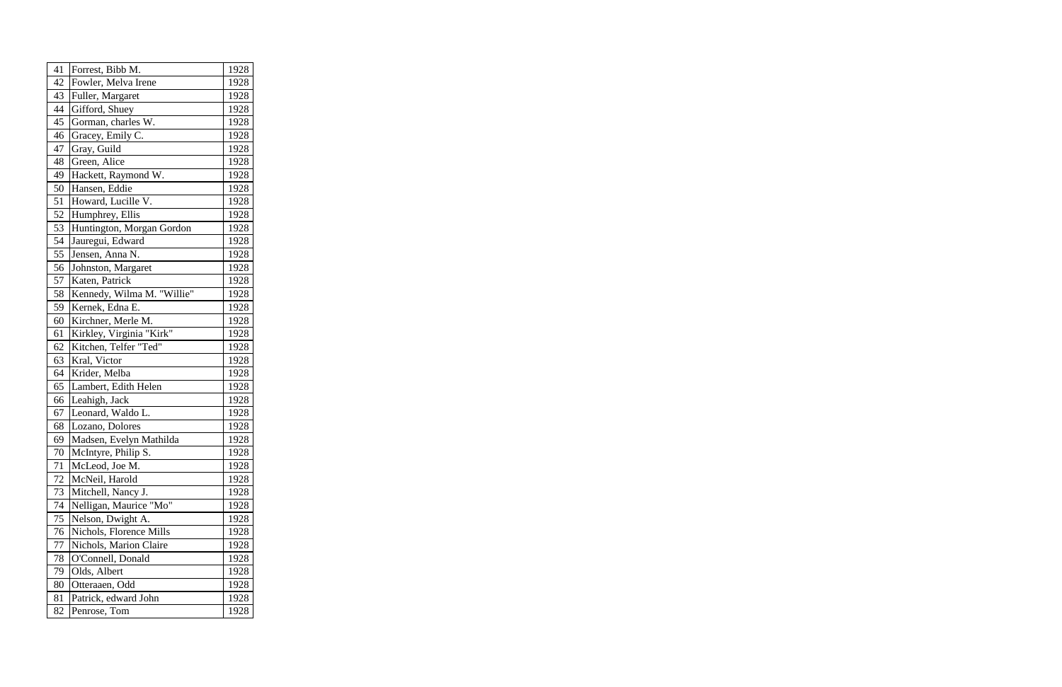| | | |
|---|---|---|
| 41 | Forrest, Bibb M. | 1928 |
| 42 | Fowler, Melva Irene | 1928 |
| 43 | Fuller, Margaret | 1928 |
| 44 | Gifford, Shuey | 1928 |
| 45 | Gorman, charles W. | 1928 |
| 46 | Gracey, Emily C. | 1928 |
| 47 | Gray, Guild | 1928 |
| 48 | Green, Alice | 1928 |
| 49 | Hackett, Raymond W. | 1928 |
| 50 | Hansen, Eddie | 1928 |
| 51 | Howard, Lucille V. | 1928 |
| 52 | Humphrey, Ellis | 1928 |
| 53 | Huntington, Morgan Gordon | 1928 |
| 54 | Jauregui, Edward | 1928 |
| 55 | Jensen, Anna N. | 1928 |
| 56 | Johnston, Margaret | 1928 |
| 57 | Katen, Patrick | 1928 |
| 58 | Kennedy, Wilma M. "Willie" | 1928 |
| 59 | Kernek, Edna E. | 1928 |
| 60 | Kirchner, Merle M. | 1928 |
| 61 | Kirkley, Virginia "Kirk" | 1928 |
| 62 | Kitchen, Telfer "Ted" | 1928 |
| 63 | Kral, Victor | 1928 |
| 64 | Krider, Melba | 1928 |
| 65 | Lambert, Edith Helen | 1928 |
| 66 | Leahigh, Jack | 1928 |
| 67 | Leonard, Waldo L. | 1928 |
| 68 | Lozano, Dolores | 1928 |
| 69 | Madsen, Evelyn Mathilda | 1928 |
| 70 | McIntyre, Philip S. | 1928 |
| 71 | McLeod, Joe M. | 1928 |
| 72 | McNeil, Harold | 1928 |
| 73 | Mitchell, Nancy J. | 1928 |
| 74 | Nelligan, Maurice "Mo" | 1928 |
| 75 | Nelson, Dwight A. | 1928 |
| 76 | Nichols, Florence Mills | 1928 |
| 77 | Nichols, Marion Claire | 1928 |
| 78 | O'Connell, Donald | 1928 |
| 79 | Olds, Albert | 1928 |
| 80 | Otteraaen, Odd | 1928 |
| 81 | Patrick, edward John | 1928 |
| 82 | Penrose, Tom | 1928 |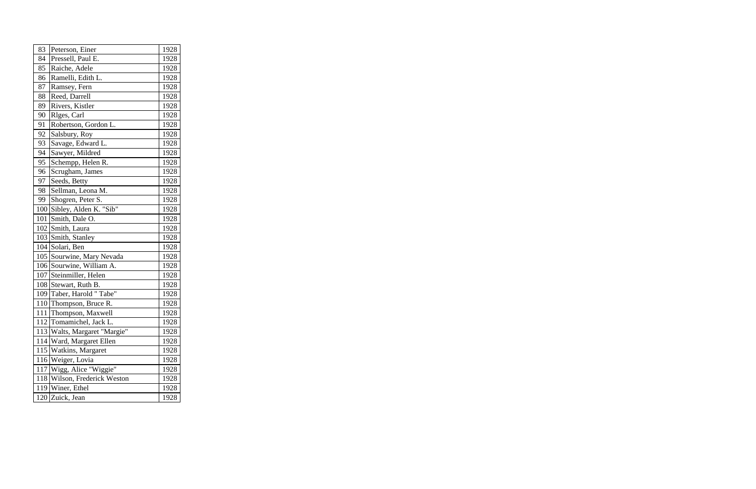| | | |
|---|---|---|
| 83 | Peterson, Einer | 1928 |
| 84 | Pressell, Paul E. | 1928 |
| 85 | Raiche, Adele | 1928 |
| 86 | Ramelli, Edith L. | 1928 |
| 87 | Ramsey, Fern | 1928 |
| 88 | Reed, Darrell | 1928 |
| 89 | Rivers, Kistler | 1928 |
| 90 | Rlges, Carl | 1928 |
| 91 | Robertson, Gordon L. | 1928 |
| 92 | Salsbury, Roy | 1928 |
| 93 | Savage, Edward L. | 1928 |
| 94 | Sawyer, Mildred | 1928 |
| 95 | Schempp, Helen R. | 1928 |
| 96 | Scrugham, James | 1928 |
| 97 | Seeds, Betty | 1928 |
| 98 | Sellman, Leona M. | 1928 |
| 99 | Shogren, Peter S. | 1928 |
| 100 | Sibley, Alden K. "Sib" | 1928 |
| 101 | Smith, Dale O. | 1928 |
| 102 | Smith, Laura | 1928 |
| 103 | Smith, Stanley | 1928 |
| 104 | Solari, Ben | 1928 |
| 105 | Sourwine, Mary Nevada | 1928 |
| 106 | Sourwine, William A. | 1928 |
| 107 | Steinmiller, Helen | 1928 |
| 108 | Stewart, Ruth B. | 1928 |
| 109 | Taber, Harold " Tabe" | 1928 |
| 110 | Thompson, Bruce R. | 1928 |
| 111 | Thompson, Maxwell | 1928 |
| 112 | Tomamichel, Jack L. | 1928 |
| 113 | Walts, Margaret "Margie" | 1928 |
| 114 | Ward, Margaret Ellen | 1928 |
| 115 | Watkins, Margaret | 1928 |
| 116 | Weiger, Lovia | 1928 |
| 117 | Wigg, Alice "Wiggie" | 1928 |
| 118 | Wilson, Frederick Weston | 1928 |
| 119 | Winer, Ethel | 1928 |
| 120 | Zuick, Jean | 1928 |